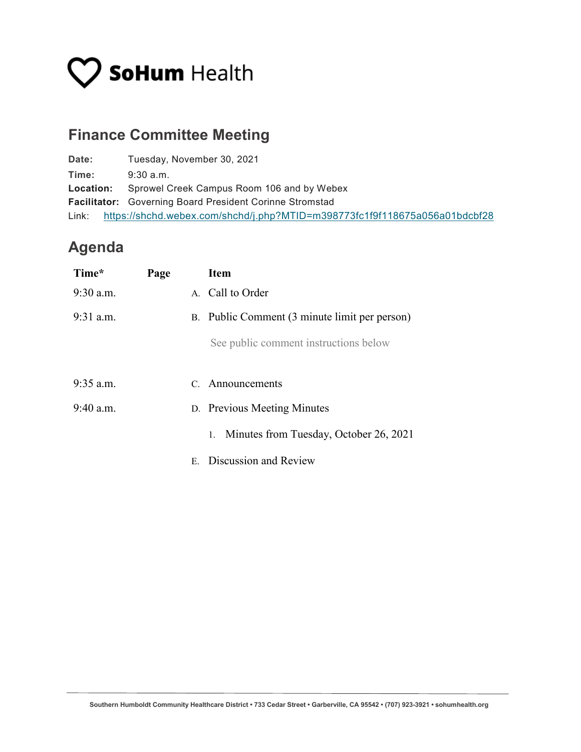# SoHum Health

## Finance Committee Meeting

**Date:** Tuesday, November 30, 2021

**Time:** 9:30 a.m.

**Location:** Sprowel Creek Campus Room 106 and by Webex

**Facilitator:** Governing Board President Corinne Stromstad

Link: https://shchd.webex.com/shchd/j.php?MTID=m398773fc1f9f118675a056a01bdcbf28

## Agenda

| Time* | Page | Item |
|---|---|---|
| 9:30 a.m. | | A. Call to Order |
| 9:31 a.m. | | B. Public Comment (3 minute limit per person)<br>See public comment instructions below |
| 9:35 a.m. | | C. Announcements |
| 9:40 a.m. | | D. Previous Meeting Minutes<br>1. Minutes from Tuesday, October 26, 2021 |
| | | E. Discussion and Review |

Southern Humboldt Community Healthcare District • 733 Cedar Street • Garberville, CA 95542 • (707) 923-3921 • sohumhealth.org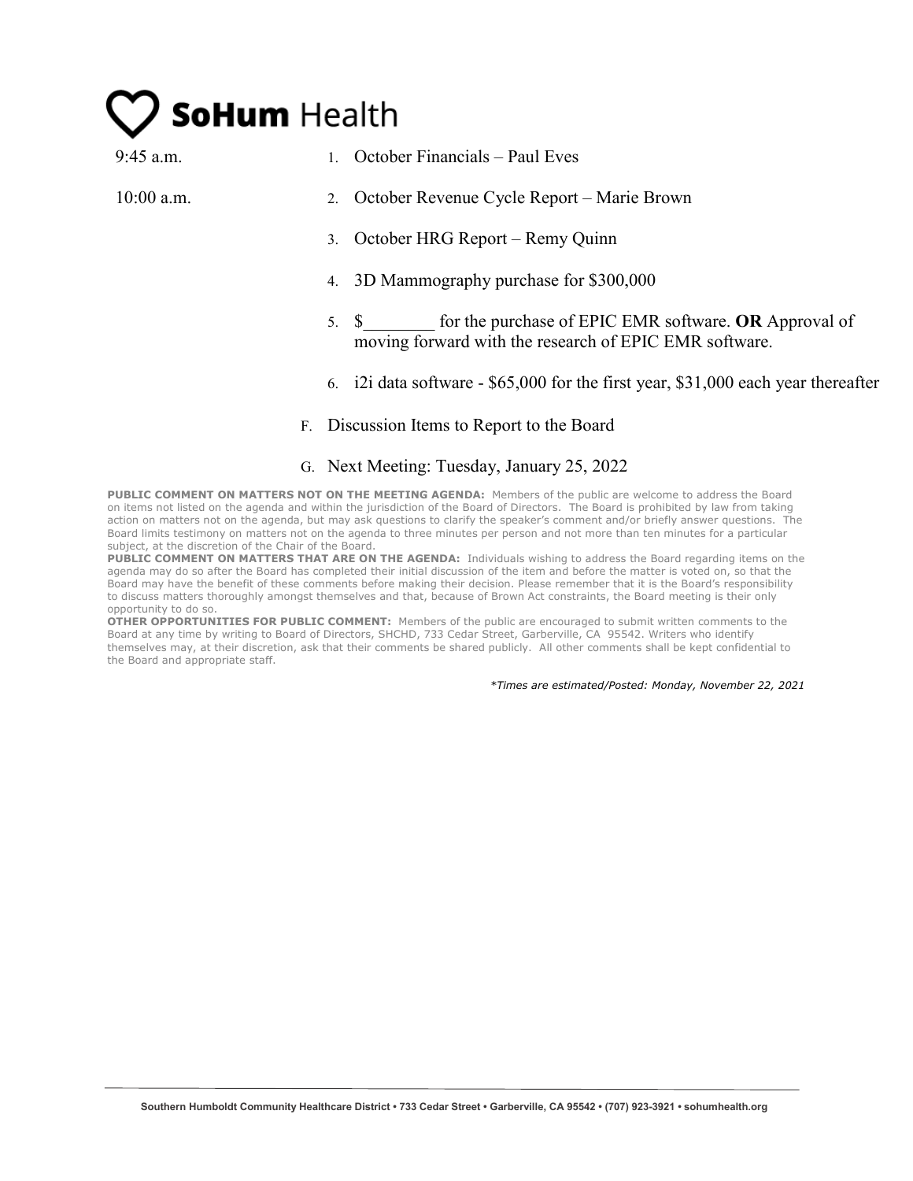SoHum Health

9:45 a.m. 1. October Financials – Paul Eves

10:00 a.m. 2. October Revenue Cycle Report – Marie Brown

3. October HRG Report – Remy Quinn

4. 3D Mammography purchase for $300,000

5. $________ for the purchase of EPIC EMR software. **OR** Approval of moving forward with the research of EPIC EMR software.

6. i2i data software - $65,000 for the first year, $31,000 each year thereafter

F. Discussion Items to Report to the Board

G. Next Meeting: Tuesday, January 25, 2022

**PUBLIC COMMENT ON MATTERS NOT ON THE MEETING AGENDA:** Members of the public are welcome to address the Board on items not listed on the agenda and within the jurisdiction of the Board of Directors. The Board is prohibited by law from taking action on matters not on the agenda, but may ask questions to clarify the speaker's comment and/or briefly answer questions. The Board limits testimony on matters not on the agenda to three minutes per person and not more than ten minutes for a particular subject, at the discretion of the Chair of the Board.

**PUBLIC COMMENT ON MATTERS THAT ARE ON THE AGENDA:** Individuals wishing to address the Board regarding items on the agenda may do so after the Board has completed their initial discussion of the item and before the matter is voted on, so that the Board may have the benefit of these comments before making their decision. Please remember that it is the Board's responsibility to discuss matters thoroughly amongst themselves and that, because of Brown Act constraints, the Board meeting is their only opportunity to do so.

**OTHER OPPORTUNITIES FOR PUBLIC COMMENT:** Members of the public are encouraged to submit written comments to the Board at any time by writing to Board of Directors, SHCHD, 733 Cedar Street, Garberville, CA 95542. Writers who identify themselves may, at their discretion, ask that their comments be shared publicly. All other comments shall be kept confidential to the Board and appropriate staff.

*\*Times are estimated/Posted: Monday, November 22, 2021*

Southern Humboldt Community Healthcare District • 733 Cedar Street • Garberville, CA 95542 • (707) 923-3921 • sohumhealth.org